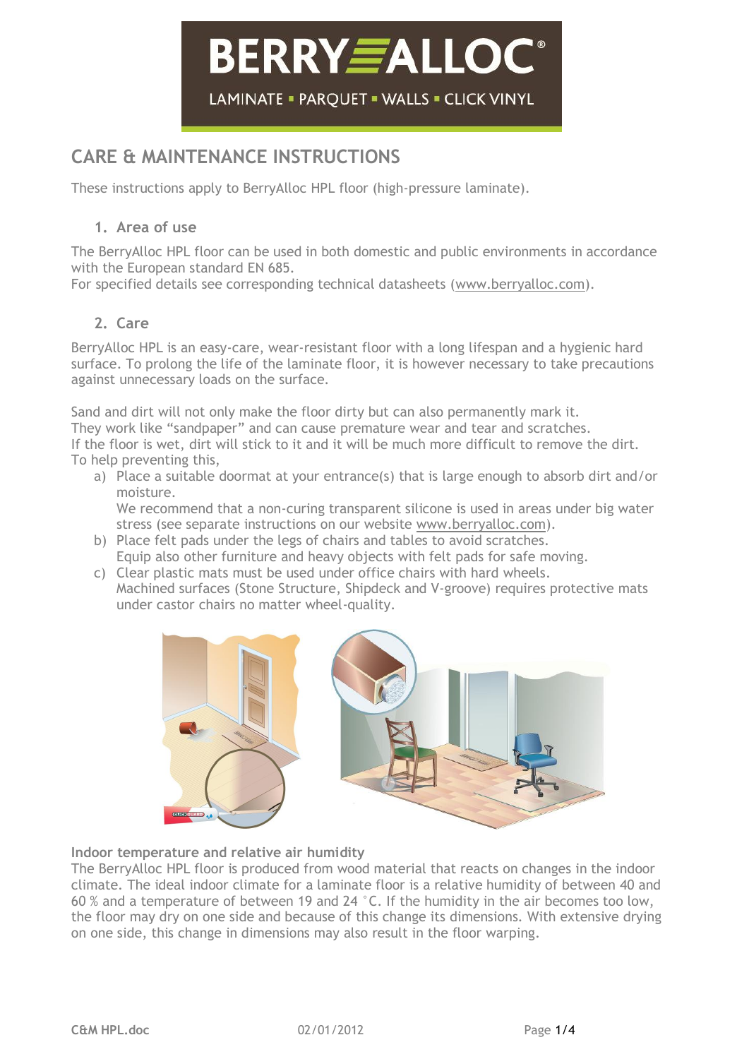# BERRYALLOC®

LAMINATE ▪ PARQUET ▪ WALLS ▪ CLICK VINYL

## CARE & MAINTENANCE INSTRUCTIONS

These instructions apply to BerryAlloc HPL floor (high-pressure laminate).

### 1. Area of use

The BerryAlloc HPL floor can be used in both domestic and public environments in accordance with the European standard EN 685.
For specified details see corresponding technical datasheets (www.berryalloc.com).

### 2. Care

BerryAlloc HPL is an easy-care, wear-resistant floor with a long lifespan and a hygienic hard surface. To prolong the life of the laminate floor, it is however necessary to take precautions against unnecessary loads on the surface.

Sand and dirt will not only make the floor dirty but can also permanently mark it.
They work like "sandpaper" and can cause premature wear and tear and scratches.
If the floor is wet, dirt will stick to it and it will be much more difficult to remove the dirt.
To help preventing this,

a) Place a suitable doormat at your entrance(s) that is large enough to absorb dirt and/or moisture.
   We recommend that a non-curing transparent silicone is used in areas under big water stress (see separate instructions on our website www.berryalloc.com).
b) Place felt pads under the legs of chairs and tables to avoid scratches.
   Equip also other furniture and heavy objects with felt pads for safe moving.
c) Clear plastic mats must be used under office chairs with hard wheels.
   Machined surfaces (Stone Structure, Shipdeck and V-groove) requires protective mats under castor chairs no matter wheel-quality.

**Indoor temperature and relative air humidity**

The BerryAlloc HPL floor is produced from wood material that reacts on changes in the indoor climate. The ideal indoor climate for a laminate floor is a relative humidity of between 40 and 60 % and a temperature of between 19 and 24 °C. If the humidity in the air becomes too low, the floor may dry on one side and because of this change its dimensions. With extensive drying on one side, this change in dimensions may also result in the floor warping.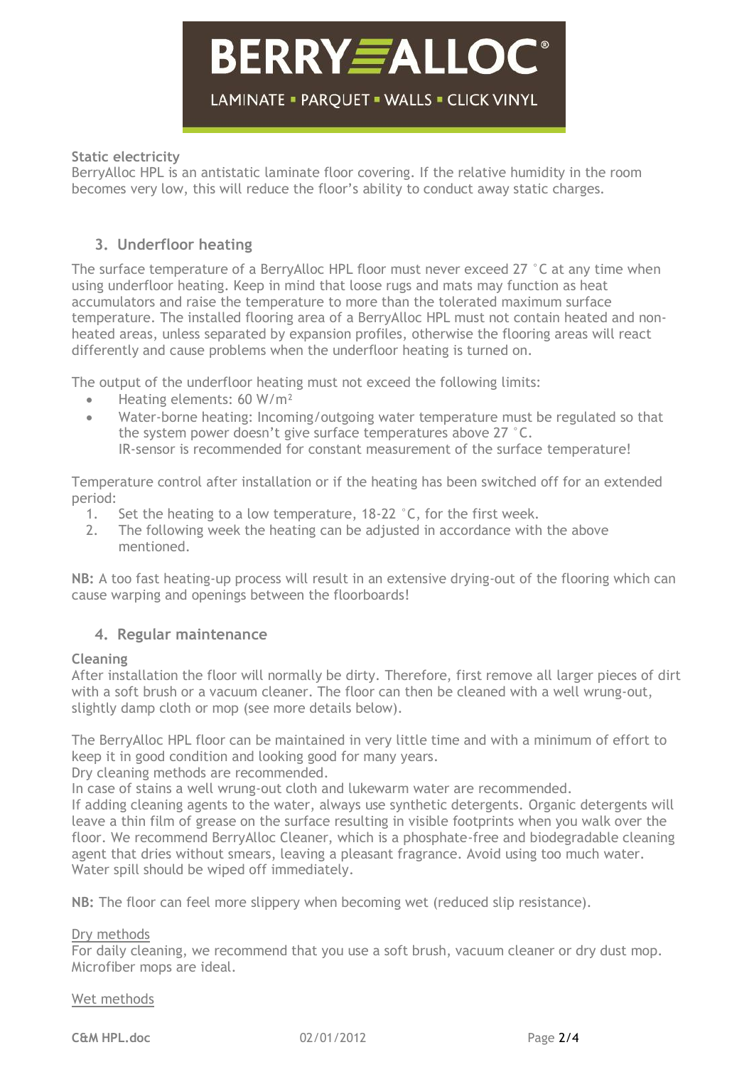**Static electricity**
BerryAlloc HPL is an antistatic laminate floor covering. If the relative humidity in the room becomes very low, this will reduce the floor's ability to conduct away static charges.

## 3. Underfloor heating

The surface temperature of a BerryAlloc HPL floor must never exceed 27 °C at any time when using underfloor heating. Keep in mind that loose rugs and mats may function as heat accumulators and raise the temperature to more than the tolerated maximum surface temperature. The installed flooring area of a BerryAlloc HPL must not contain heated and non-heated areas, unless separated by expansion profiles, otherwise the flooring areas will react differently and cause problems when the underfloor heating is turned on.

The output of the underfloor heating must not exceed the following limits:

- Heating elements: 60 W/m²
- Water-borne heating: Incoming/outgoing water temperature must be regulated so that the system power doesn't give surface temperatures above 27 °C.
  IR-sensor is recommended for constant measurement of the surface temperature!

Temperature control after installation or if the heating has been switched off for an extended period:

1. Set the heating to a low temperature, 18-22 °C, for the first week.
2. The following week the heating can be adjusted in accordance with the above mentioned.

**NB:** A too fast heating-up process will result in an extensive drying-out of the flooring which can cause warping and openings between the floorboards!

## 4. Regular maintenance

**Cleaning**
After installation the floor will normally be dirty. Therefore, first remove all larger pieces of dirt with a soft brush or a vacuum cleaner. The floor can then be cleaned with a well wrung-out, slightly damp cloth or mop (see more details below).

The BerryAlloc HPL floor can be maintained in very little time and with a minimum of effort to keep it in good condition and looking good for many years.
Dry cleaning methods are recommended.
In case of stains a well wrung-out cloth and lukewarm water are recommended.
If adding cleaning agents to the water, always use synthetic detergents. Organic detergents will leave a thin film of grease on the surface resulting in visible footprints when you walk over the floor. We recommend BerryAlloc Cleaner, which is a phosphate-free and biodegradable cleaning agent that dries without smears, leaving a pleasant fragrance. Avoid using too much water. Water spill should be wiped off immediately.

**NB:** The floor can feel more slippery when becoming wet (reduced slip resistance).

Dry methods
For daily cleaning, we recommend that you use a soft brush, vacuum cleaner or dry dust mop. Microfiber mops are ideal.

Wet methods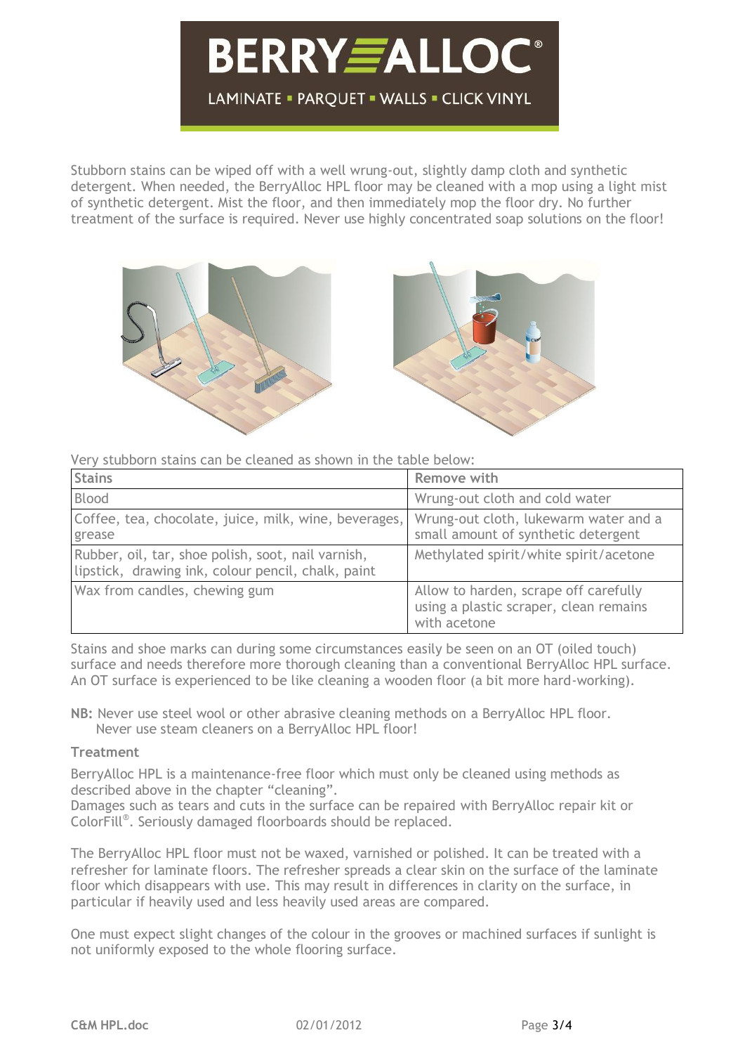Stubborn stains can be wiped off with a well wrung-out, slightly damp cloth and synthetic detergent. When needed, the BerryAlloc HPL floor may be cleaned with a mop using a light mist of synthetic detergent. Mist the floor, and then immediately mop the floor dry. No further treatment of the surface is required. Never use highly concentrated soap solutions on the floor!

Very stubborn stains can be cleaned as shown in the table below:

| Stains | Remove with |
|---|---|
| Blood | Wrung-out cloth and cold water |
| Coffee, tea, chocolate, juice, milk, wine, beverages, grease | Wrung-out cloth, lukewarm water and a small amount of synthetic detergent |
| Rubber, oil, tar, shoe polish, soot, nail varnish, lipstick, drawing ink, colour pencil, chalk, paint | Methylated spirit/white spirit/acetone |
| Wax from candles, chewing gum | Allow to harden, scrape off carefully using a plastic scraper, clean remains with acetone |

Stains and shoe marks can during some circumstances easily be seen on an OT (oiled touch) surface and needs therefore more thorough cleaning than a conventional BerryAlloc HPL surface. An OT surface is experienced to be like cleaning a wooden floor (a bit more hard-working).

**NB:** Never use steel wool or other abrasive cleaning methods on a BerryAlloc HPL floor.
Never use steam cleaners on a BerryAlloc HPL floor!

### Treatment

BerryAlloc HPL is a maintenance-free floor which must only be cleaned using methods as described above in the chapter "cleaning".
Damages such as tears and cuts in the surface can be repaired with BerryAlloc repair kit or ColorFill®. Seriously damaged floorboards should be replaced.

The BerryAlloc HPL floor must not be waxed, varnished or polished. It can be treated with a refresher for laminate floors. The refresher spreads a clear skin on the surface of the laminate floor which disappears with use. This may result in differences in clarity on the surface, in particular if heavily used and less heavily used areas are compared.

One must expect slight changes of the colour in the grooves or machined surfaces if sunlight is not uniformly exposed to the whole flooring surface.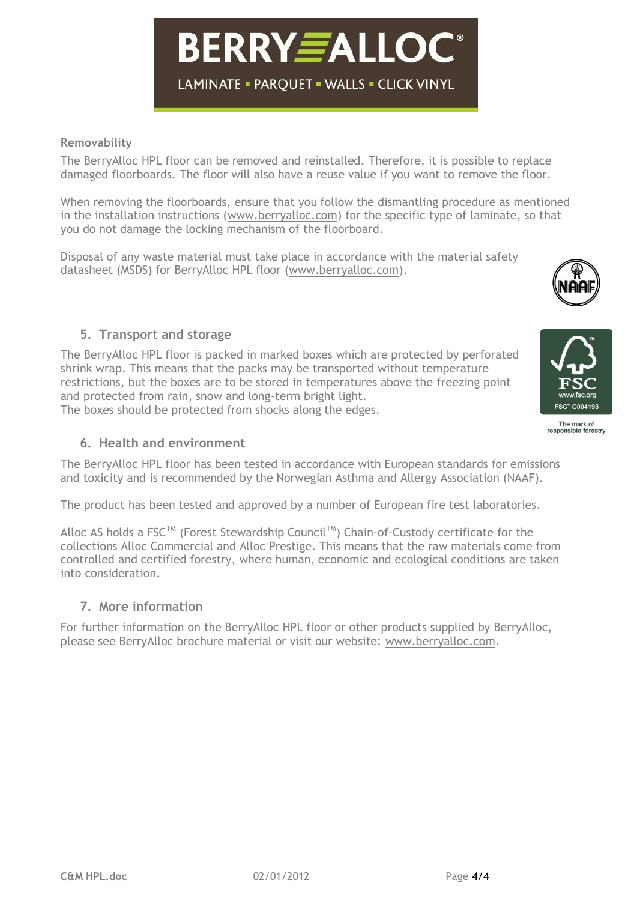**Removability**

The BerryAlloc HPL floor can be removed and reinstalled. Therefore, it is possible to replace damaged floorboards. The floor will also have a reuse value if you want to remove the floor.

When removing the floorboards, ensure that you follow the dismantling procedure as mentioned in the installation instructions (www.berryalloc.com) for the specific type of laminate, so that you do not damage the locking mechanism of the floorboard.

Disposal of any waste material must take place in accordance with the material safety datasheet (MSDS) for BerryAlloc HPL floor (www.berryalloc.com).

## 5. Transport and storage

The BerryAlloc HPL floor is packed in marked boxes which are protected by perforated shrink wrap. This means that the packs may be transported without temperature restrictions, but the boxes are to be stored in temperatures above the freezing point and protected from rain, snow and long-term bright light.
The boxes should be protected from shocks along the edges.

## 6. Health and environment

The BerryAlloc HPL floor has been tested in accordance with European standards for emissions and toxicity and is recommended by the Norwegian Asthma and Allergy Association (NAAF).

The product has been tested and approved by a number of European fire test laboratories.

Alloc AS holds a FSC™ (Forest Stewardship Council™) Chain-of-Custody certificate for the collections Alloc Commercial and Alloc Prestige. This means that the raw materials come from controlled and certified forestry, where human, economic and ecological conditions are taken into consideration.

## 7. More information

For further information on the BerryAlloc HPL floor or other products supplied by BerryAlloc, please see BerryAlloc brochure material or visit our website: www.berryalloc.com.